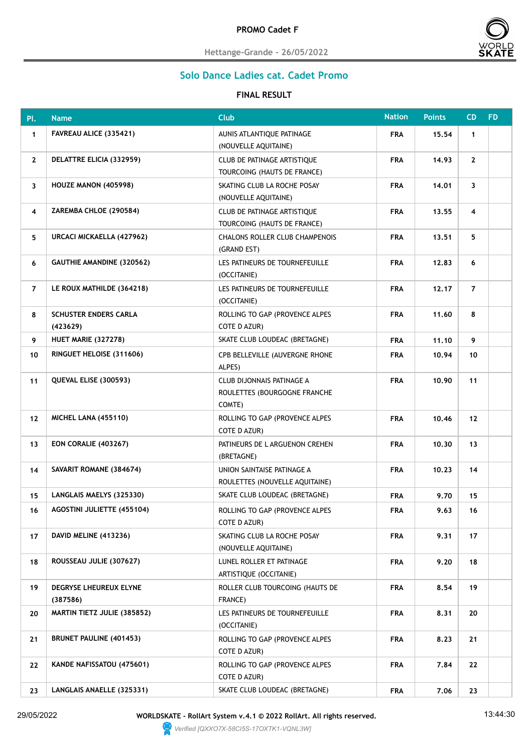# PROMO Cadet F

Hettange-Grande - 26/05/2022

## Solo Dance Ladies cat. Cadet Promo

### FINAL RESULT

| Pl. | Name | Club | Nation | Points | CD | FD |
|---|---|---|---|---|---|---|
| 1 | FAVREAU ALICE (335421) | AUNIS ATLANTIQUE PATINAGE (NOUVELLE AQUITAINE) | FRA | 15.54 | 1 | |
| 2 | DELATTRE ELICIA (332959) | CLUB DE PATINAGE ARTISTIQUE TOURCOING (HAUTS DE FRANCE) | FRA | 14.93 | 2 | |
| 3 | HOUZE MANON (405998) | SKATING CLUB LA ROCHE POSAY (NOUVELLE AQUITAINE) | FRA | 14.01 | 3 | |
| 4 | ZAREMBA CHLOE (290584) | CLUB DE PATINAGE ARTISTIQUE TOURCOING (HAUTS DE FRANCE) | FRA | 13.55 | 4 | |
| 5 | URCACI MICKAELLA (427962) | CHALONS ROLLER CLUB CHAMPENOIS (GRAND EST) | FRA | 13.51 | 5 | |
| 6 | GAUTHIE AMANDINE (320562) | LES PATINEURS DE TOURNEFEUILLE (OCCITANIE) | FRA | 12.83 | 6 | |
| 7 | LE ROUX MATHILDE (364218) | LES PATINEURS DE TOURNEFEUILLE (OCCITANIE) | FRA | 12.17 | 7 | |
| 8 | SCHUSTER ENDERS CARLA (423629) | ROLLING TO GAP (PROVENCE ALPES COTE D AZUR) | FRA | 11.60 | 8 | |
| 9 | HUET MARIE (327278) | SKATE CLUB LOUDEAC (BRETAGNE) | FRA | 11.10 | 9 | |
| 10 | RINGUET HELOISE (311606) | CPB BELLEVILLE (AUVERGNE RHONE ALPES) | FRA | 10.94 | 10 | |
| 11 | QUEVAL ELISE (300593) | CLUB DIJONNAIS PATINAGE A ROULETTES (BOURGOGNE FRANCHE COMTE) | FRA | 10.90 | 11 | |
| 12 | MICHEL LANA (455110) | ROLLING TO GAP (PROVENCE ALPES COTE D AZUR) | FRA | 10.46 | 12 | |
| 13 | EON CORALIE (403267) | PATINEURS DE L ARGUENON CREHEN (BRETAGNE) | FRA | 10.30 | 13 | |
| 14 | SAVARIT ROMANE (384674) | UNION SAINTAISE PATINAGE A ROULETTES (NOUVELLE AQUITAINE) | FRA | 10.23 | 14 | |
| 15 | LANGLAIS MAELYS (325330) | SKATE CLUB LOUDEAC (BRETAGNE) | FRA | 9.70 | 15 | |
| 16 | AGOSTINI JULIETTE (455104) | ROLLING TO GAP (PROVENCE ALPES COTE D AZUR) | FRA | 9.63 | 16 | |
| 17 | DAVID MELINE (413236) | SKATING CLUB LA ROCHE POSAY (NOUVELLE AQUITAINE) | FRA | 9.31 | 17 | |
| 18 | ROUSSEAU JULIE (307627) | LUNEL ROLLER ET PATINAGE ARTISTIQUE (OCCITANIE) | FRA | 9.20 | 18 | |
| 19 | DEGRYSE LHEUREUX ELYNE (387586) | ROLLER CLUB TOURCOING (HAUTS DE FRANCE) | FRA | 8.54 | 19 | |
| 20 | MARTIN TIETZ JULIE (385852) | LES PATINEURS DE TOURNEFEUILLE (OCCITANIE) | FRA | 8.31 | 20 | |
| 21 | BRUNET PAULINE (401453) | ROLLING TO GAP (PROVENCE ALPES COTE D AZUR) | FRA | 8.23 | 21 | |
| 22 | KANDE NAFISSATOU (475601) | ROLLING TO GAP (PROVENCE ALPES COTE D AZUR) | FRA | 7.84 | 22 | |
| 23 | LANGLAIS ANAELLE (325331) | SKATE CLUB LOUDEAC (BRETAGNE) | FRA | 7.06 | 23 | |

29/05/2022 WORLDSKATE - RollArt System v.4.1 © 2022 RollArt. All rights reserved. 13:44:30

*Verified [QXXO7X-58CI5S-17OXTK1-VQNL3W]*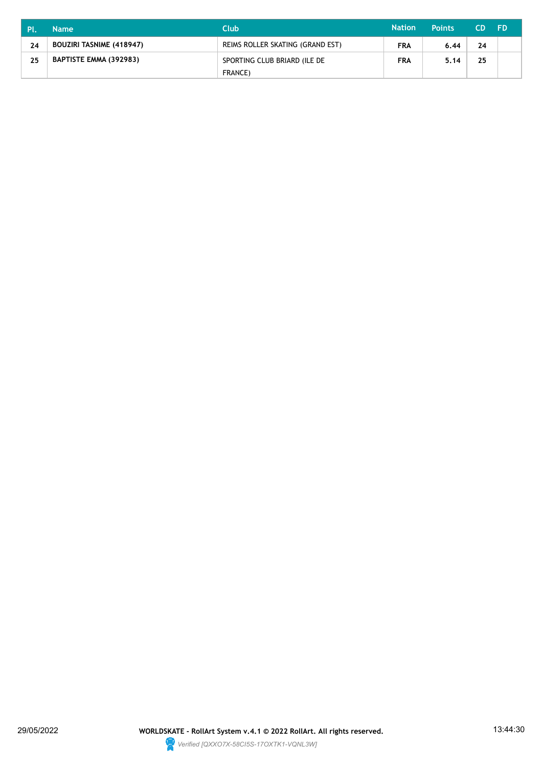| Pl. | Name | Club | Nation | Points | CD | FD |
| --- | --- | --- | --- | --- | --- | --- |
| 24 | BOUZIRI TASNIME (418947) | REIMS ROLLER SKATING (GRAND EST) | FRA | 6.44 | 24 | |
| 25 | BAPTISTE EMMA (392983) | SPORTING CLUB BRIARD (ILE DE FRANCE) | FRA | 5.14 | 25 | |

29/05/2022 WORLDSKATE - RollArt System v.4.1 © 2022 RollArt. All rights reserved. 13:44:30

*Verified [QXXO7X-58CI5S-17OXTK1-VQNL3W]*